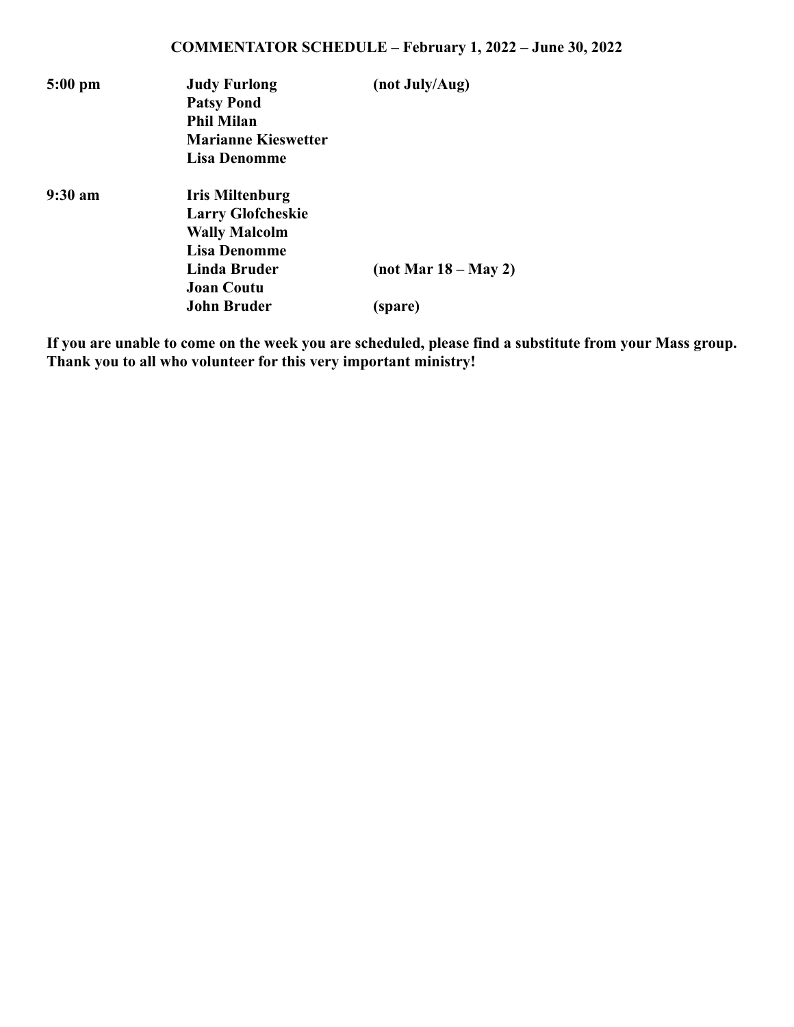## COMMENTATOR SCHEDULE – February 1, 2022 – June 30, 2022

| | | |
|---|---|---|
| **5:00 pm** | **Judy Furlong** | **(not July/Aug)** |
| | **Patsy Pond** | |
| | **Phil Milan** | |
| | **Marianne Kieswetter** | |
| | **Lisa Denomme** | |
| **9:30 am** | **Iris Miltenburg** | |
| | **Larry Glofcheskie** | |
| | **Wally Malcolm** | |
| | **Lisa Denomme** | |
| | **Linda Bruder** | **(not Mar 18 – May 2)** |
| | **Joan Coutu** | |
| | **John Bruder** | **(spare)** |

**If you are unable to come on the week you are scheduled, please find a substitute from your Mass group. Thank you to all who volunteer for this very important ministry!**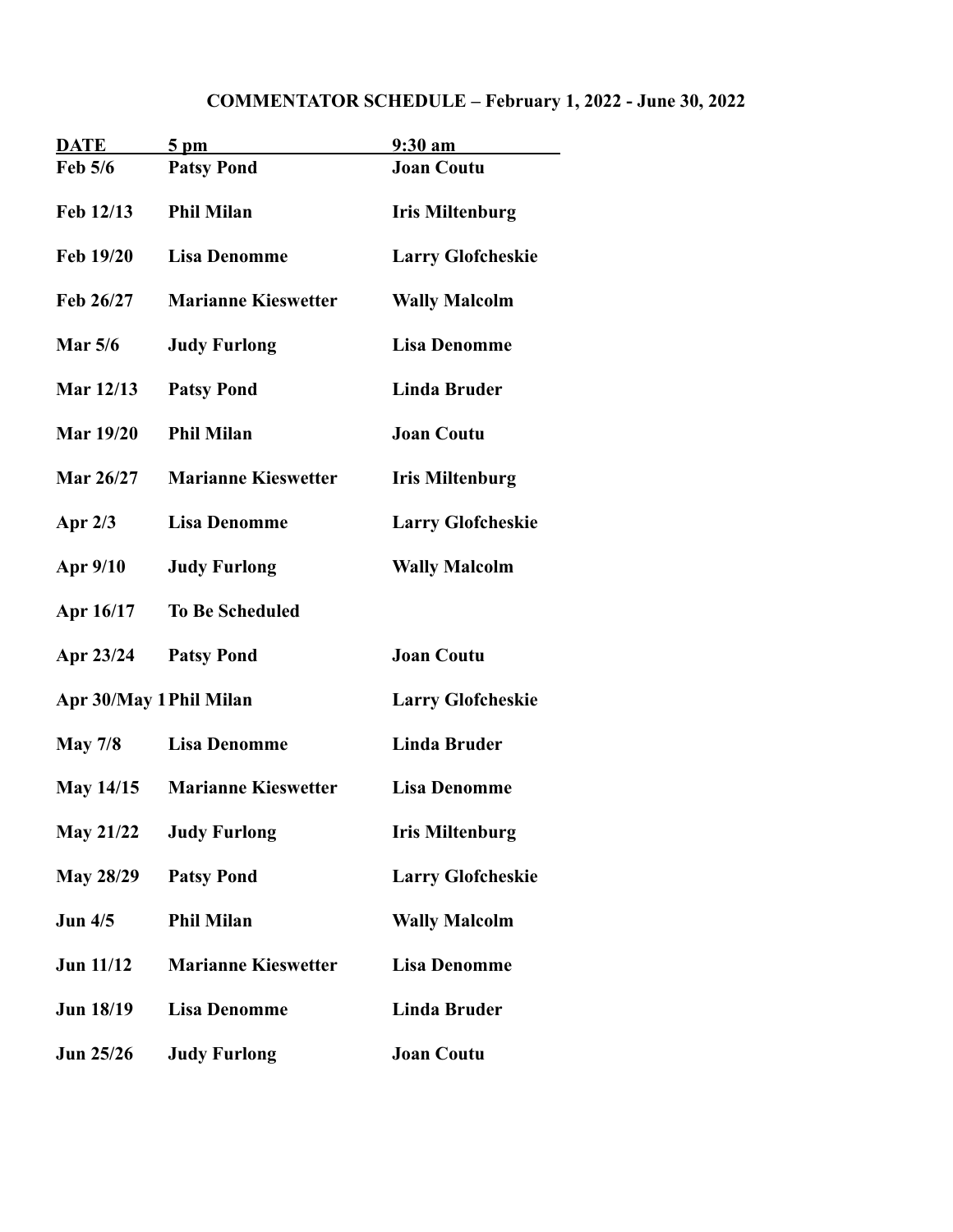**COMMENTATOR SCHEDULE – February 1, 2022 - June 30, 2022**

| DATE | 5 pm | 9:30 am |
|---|---|---|
| **Feb 5/6** | **Patsy Pond** | **Joan Coutu** |
| **Feb 12/13** | **Phil Milan** | **Iris Miltenburg** |
| **Feb 19/20** | **Lisa Denomme** | **Larry Glofcheskie** |
| **Feb 26/27** | **Marianne Kieswetter** | **Wally Malcolm** |
| **Mar 5/6** | **Judy Furlong** | **Lisa Denomme** |
| **Mar 12/13** | **Patsy Pond** | **Linda Bruder** |
| **Mar 19/20** | **Phil Milan** | **Joan Coutu** |
| **Mar 26/27** | **Marianne Kieswetter** | **Iris Miltenburg** |
| **Apr 2/3** | **Lisa Denomme** | **Larry Glofcheskie** |
| **Apr 9/10** | **Judy Furlong** | **Wally Malcolm** |
| **Apr 16/17** | **To Be Scheduled** | |
| **Apr 23/24** | **Patsy Pond** | **Joan Coutu** |
| **Apr 30/May 1** | **Phil Milan** | **Larry Glofcheskie** |
| **May 7/8** | **Lisa Denomme** | **Linda Bruder** |
| **May 14/15** | **Marianne Kieswetter** | **Lisa Denomme** |
| **May 21/22** | **Judy Furlong** | **Iris Miltenburg** |
| **May 28/29** | **Patsy Pond** | **Larry Glofcheskie** |
| **Jun 4/5** | **Phil Milan** | **Wally Malcolm** |
| **Jun 11/12** | **Marianne Kieswetter** | **Lisa Denomme** |
| **Jun 18/19** | **Lisa Denomme** | **Linda Bruder** |
| **Jun 25/26** | **Judy Furlong** | **Joan Coutu** |